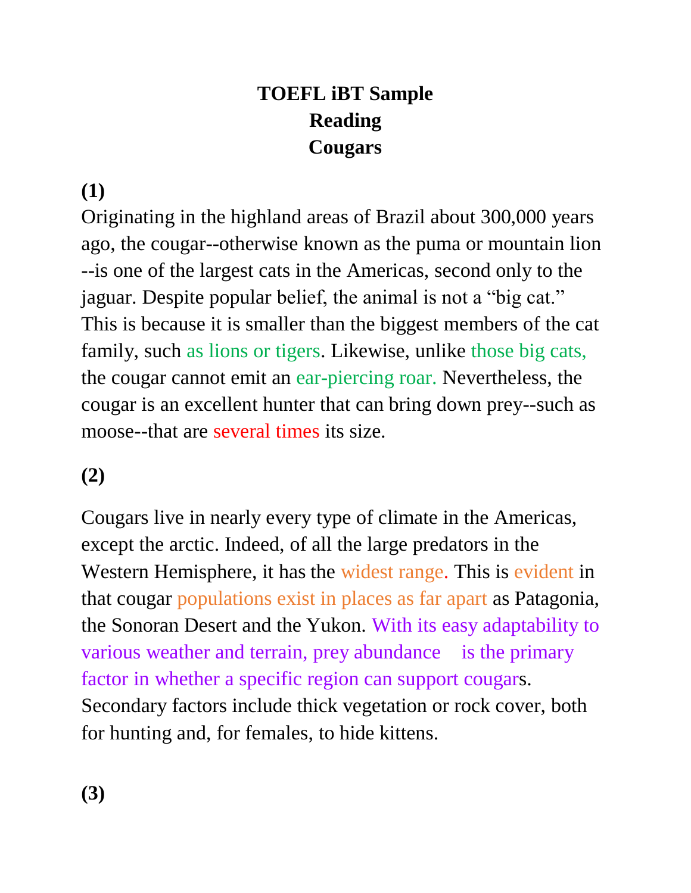# TOEFL iBT Sample Reading Cougars

**(1)**

Originating in the highland areas of Brazil about 300,000 years ago, the cougar--otherwise known as the puma or mountain lion --is one of the largest cats in the Americas, second only to the jaguar. Despite popular belief, the animal is not a "big cat." This is because it is smaller than the biggest members of the cat family, such as lions or tigers. Likewise, unlike those big cats, the cougar cannot emit an ear-piercing roar. Nevertheless, the cougar is an excellent hunter that can bring down prey--such as moose--that are several times its size.

**(2)**

Cougars live in nearly every type of climate in the Americas, except the arctic. Indeed, of all the large predators in the Western Hemisphere, it has the widest range. This is evident in that cougar populations exist in places as far apart as Patagonia, the Sonoran Desert and the Yukon. With its easy adaptability to various weather and terrain, prey abundance is the primary factor in whether a specific region can support cougars. Secondary factors include thick vegetation or rock cover, both for hunting and, for females, to hide kittens.

**(3)**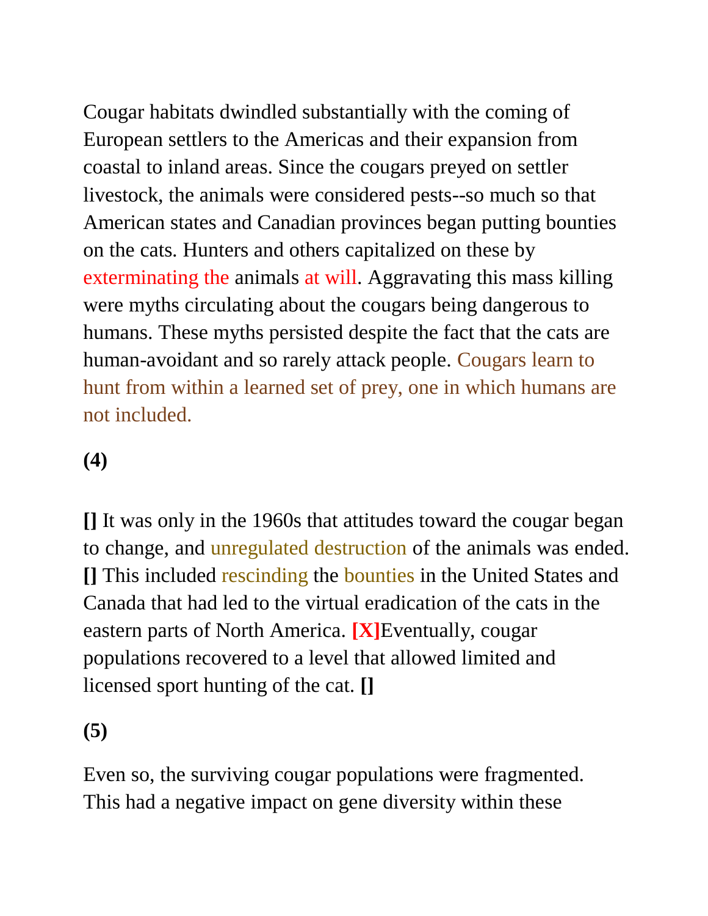Cougar habitats dwindled substantially with the coming of European settlers to the Americas and their expansion from coastal to inland areas. Since the cougars preyed on settler livestock, the animals were considered pests--so much so that American states and Canadian provinces began putting bounties on the cats. Hunters and others capitalized on these by exterminating the animals at will. Aggravating this mass killing were myths circulating about the cougars being dangerous to humans. These myths persisted despite the fact that the cats are human-avoidant and so rarely attack people. Cougars learn to hunt from within a learned set of prey, one in which humans are not included.

**(4)**

**[]** It was only in the 1960s that attitudes toward the cougar began to change, and unregulated destruction of the animals was ended. **[]** This included rescinding the bounties in the United States and Canada that had led to the virtual eradication of the cats in the eastern parts of North America. **[X]**Eventually, cougar populations recovered to a level that allowed limited and licensed sport hunting of the cat. **[]**

**(5)**

Even so, the surviving cougar populations were fragmented. This had a negative impact on gene diversity within these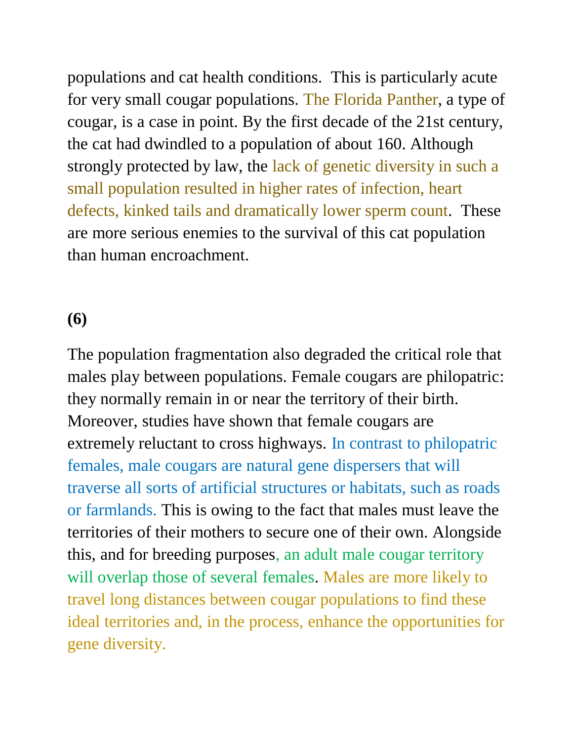populations and cat health conditions.  This is particularly acute for very small cougar populations. The Florida Panther, a type of cougar, is a case in point. By the first decade of the 21st century, the cat had dwindled to a population of about 160. Although strongly protected by law, the lack of genetic diversity in such a small population resulted in higher rates of infection, heart defects, kinked tails and dramatically lower sperm count.  These are more serious enemies to the survival of this cat population than human encroachment.

**(6)**

The population fragmentation also degraded the critical role that males play between populations. Female cougars are philopatric: they normally remain in or near the territory of their birth. Moreover, studies have shown that female cougars are extremely reluctant to cross highways. In contrast to philopatric females, male cougars are natural gene dispersers that will traverse all sorts of artificial structures or habitats, such as roads or farmlands. This is owing to the fact that males must leave the territories of their mothers to secure one of their own. Alongside this, and for breeding purposes, an adult male cougar territory will overlap those of several females. Males are more likely to travel long distances between cougar populations to find these ideal territories and, in the process, enhance the opportunities for gene diversity.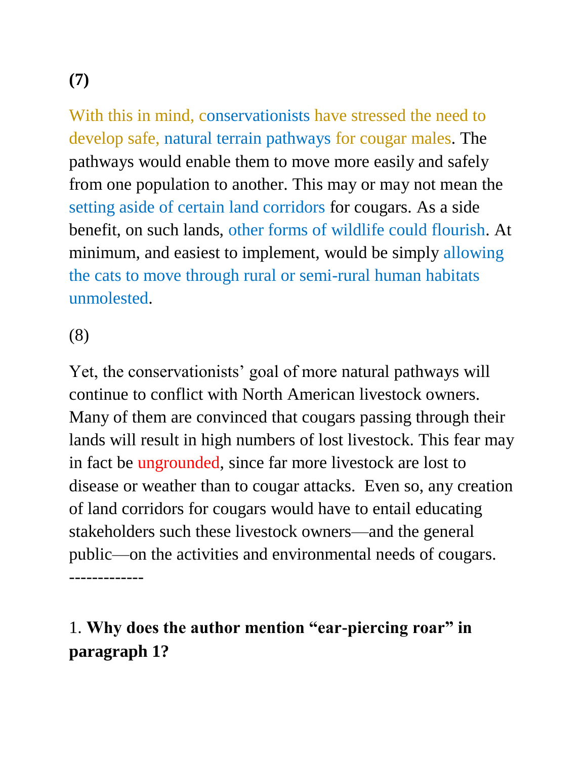**(7)**

With this in mind, conservationists have stressed the need to develop safe, natural terrain pathways for cougar males. The pathways would enable them to move more easily and safely from one population to another. This may or may not mean the setting aside of certain land corridors for cougars. As a side benefit, on such lands, other forms of wildlife could flourish. At minimum, and easiest to implement, would be simply allowing the cats to move through rural or semi-rural human habitats unmolested.

(8)

Yet, the conservationists' goal of more natural pathways will continue to conflict with North American livestock owners. Many of them are convinced that cougars passing through their lands will result in high numbers of lost livestock. This fear may in fact be ungrounded, since far more livestock are lost to disease or weather than to cougar attacks.  Even so, any creation of land corridors for cougars would have to entail educating stakeholders such these livestock owners—and the general public—on the activities and environmental needs of cougars.

-------------

1. **Why does the author mention "ear-piercing roar" in paragraph 1?**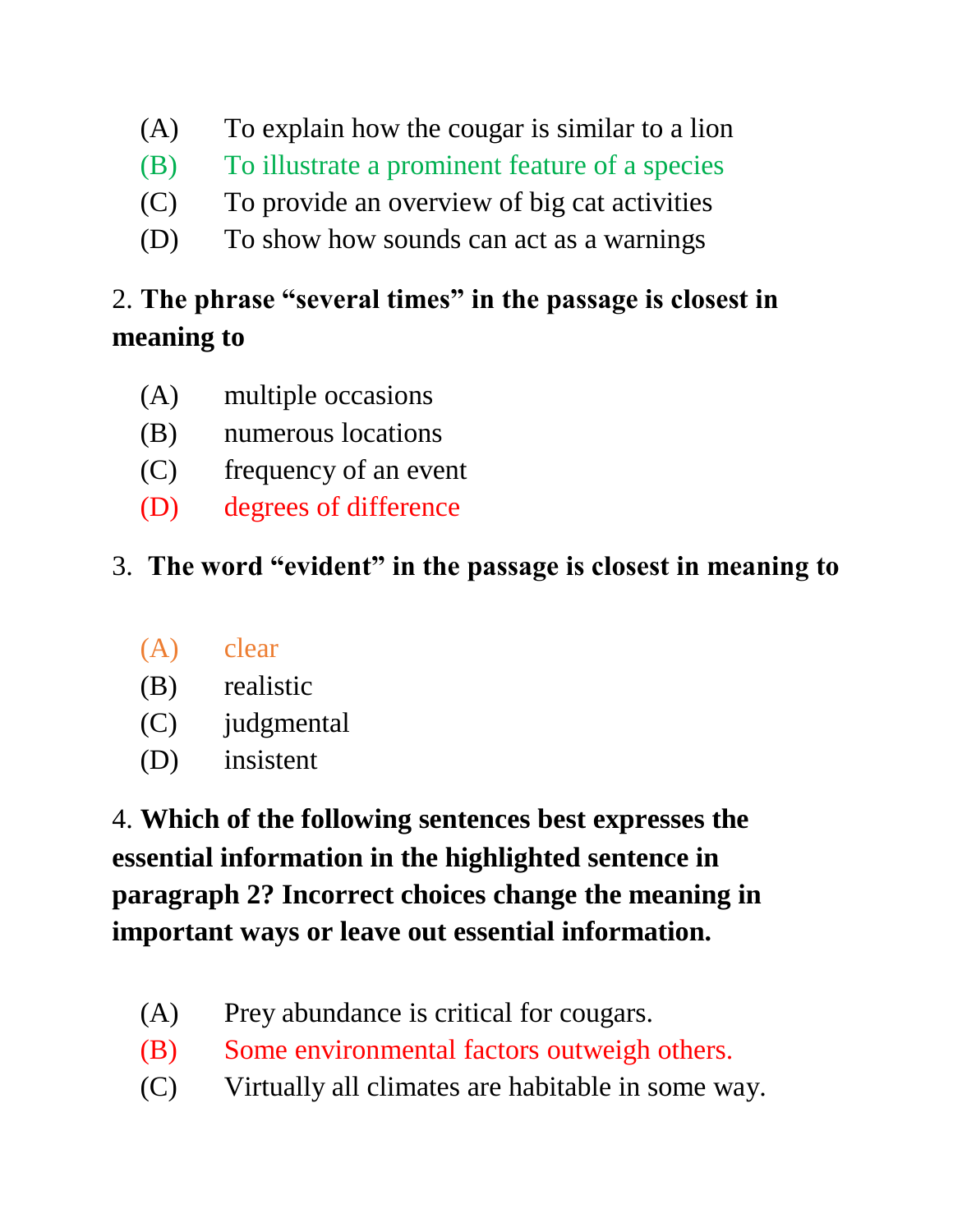(A) To explain how the cougar is similar to a lion
(B) To illustrate a prominent feature of a species
(C) To provide an overview of big cat activities
(D) To show how sounds can act as a warnings

2. **The phrase "several times" in the passage is closest in meaning to**

(A) multiple occasions
(B) numerous locations
(C) frequency of an event
(D) degrees of difference

3. **The word "evident" in the passage is closest in meaning to**

(A) clear
(B) realistic
(C) judgmental
(D) insistent

4. **Which of the following sentences best expresses the essential information in the highlighted sentence in paragraph 2? Incorrect choices change the meaning in important ways or leave out essential information.**

(A) Prey abundance is critical for cougars.
(B) Some environmental factors outweigh others.
(C) Virtually all climates are habitable in some way.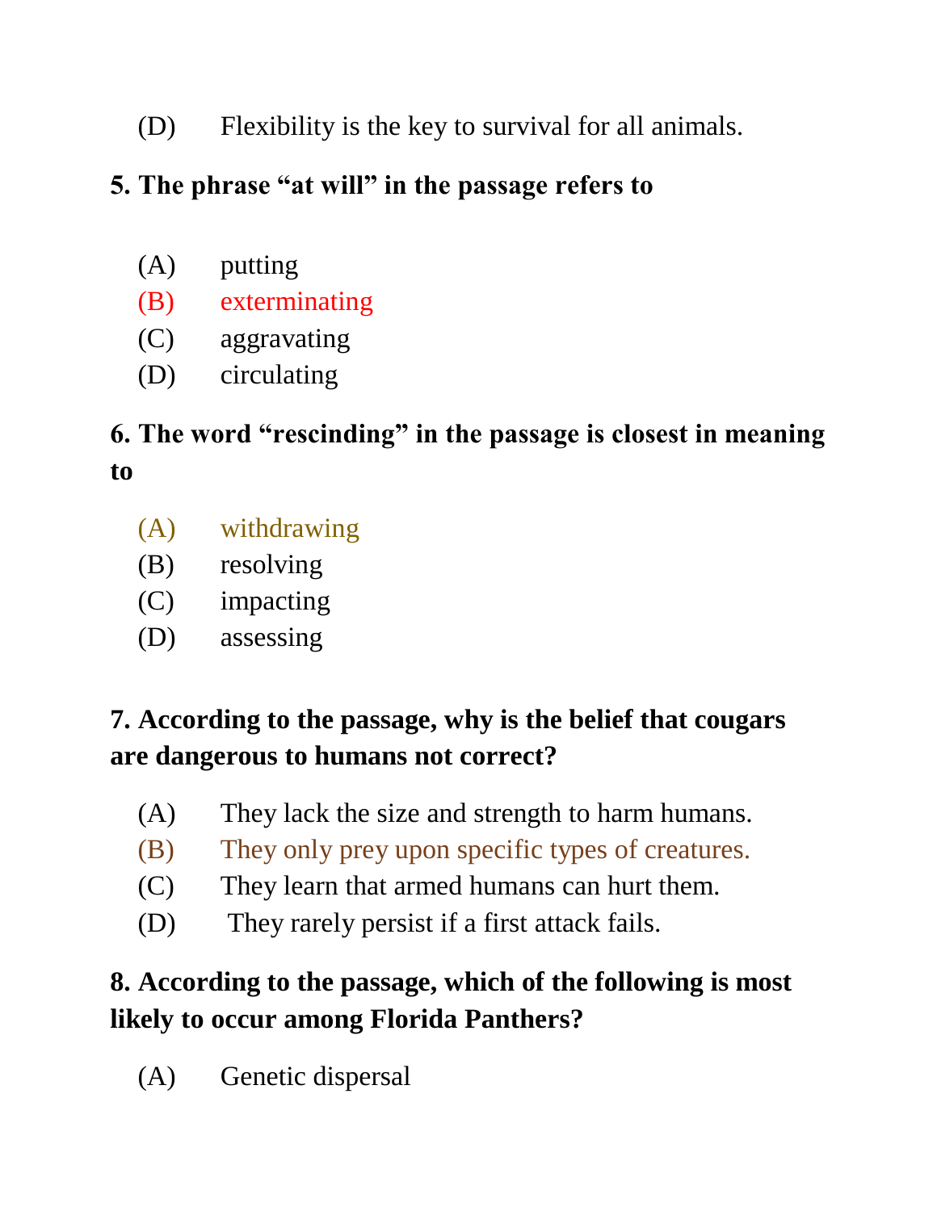(D) Flexibility is the key to survival for all animals.

**5. The phrase "at will" in the passage refers to**

(A) putting
(B) exterminating
(C) aggravating
(D) circulating

**6. The word "rescinding" in the passage is closest in meaning to**

(A) withdrawing
(B) resolving
(C) impacting
(D) assessing

**7. According to the passage, why is the belief that cougars are dangerous to humans not correct?**

(A) They lack the size and strength to harm humans.
(B) They only prey upon specific types of creatures.
(C) They learn that armed humans can hurt them.
(D) They rarely persist if a first attack fails.

**8. According to the passage, which of the following is most likely to occur among Florida Panthers?**

(A) Genetic dispersal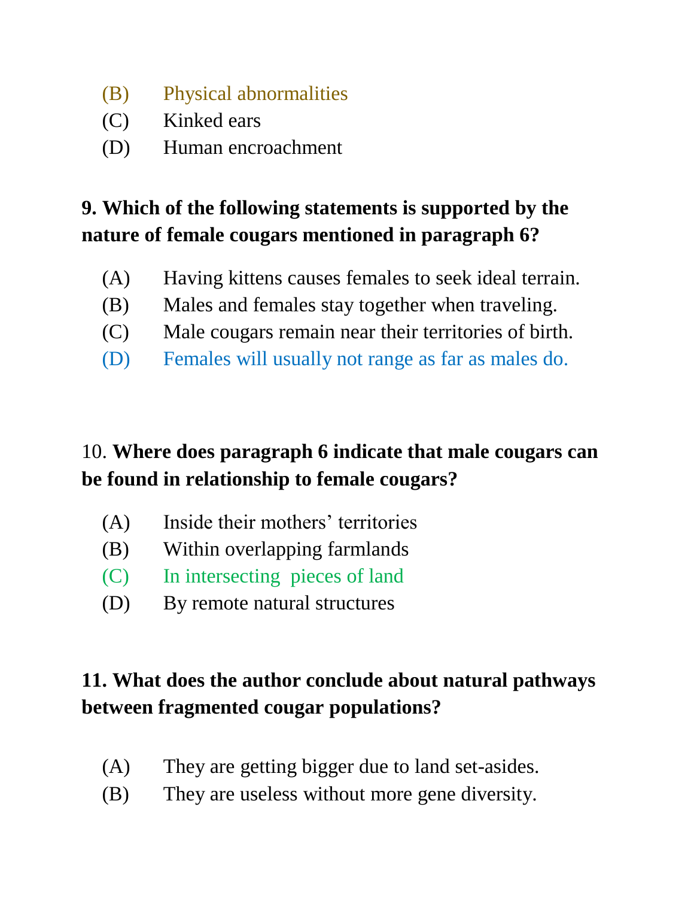(B) Physical abnormalities
(C) Kinked ears
(D) Human encroachment

**9. Which of the following statements is supported by the nature of female cougars mentioned in paragraph 6?**

(A) Having kittens causes females to seek ideal terrain.
(B) Males and females stay together when traveling.
(C) Male cougars remain near their territories of birth.
(D) Females will usually not range as far as males do.

10. **Where does paragraph 6 indicate that male cougars can be found in relationship to female cougars?**

(A) Inside their mothers' territories
(B) Within overlapping farmlands
(C) In intersecting pieces of land
(D) By remote natural structures

**11. What does the author conclude about natural pathways between fragmented cougar populations?**

(A) They are getting bigger due to land set-asides.
(B) They are useless without more gene diversity.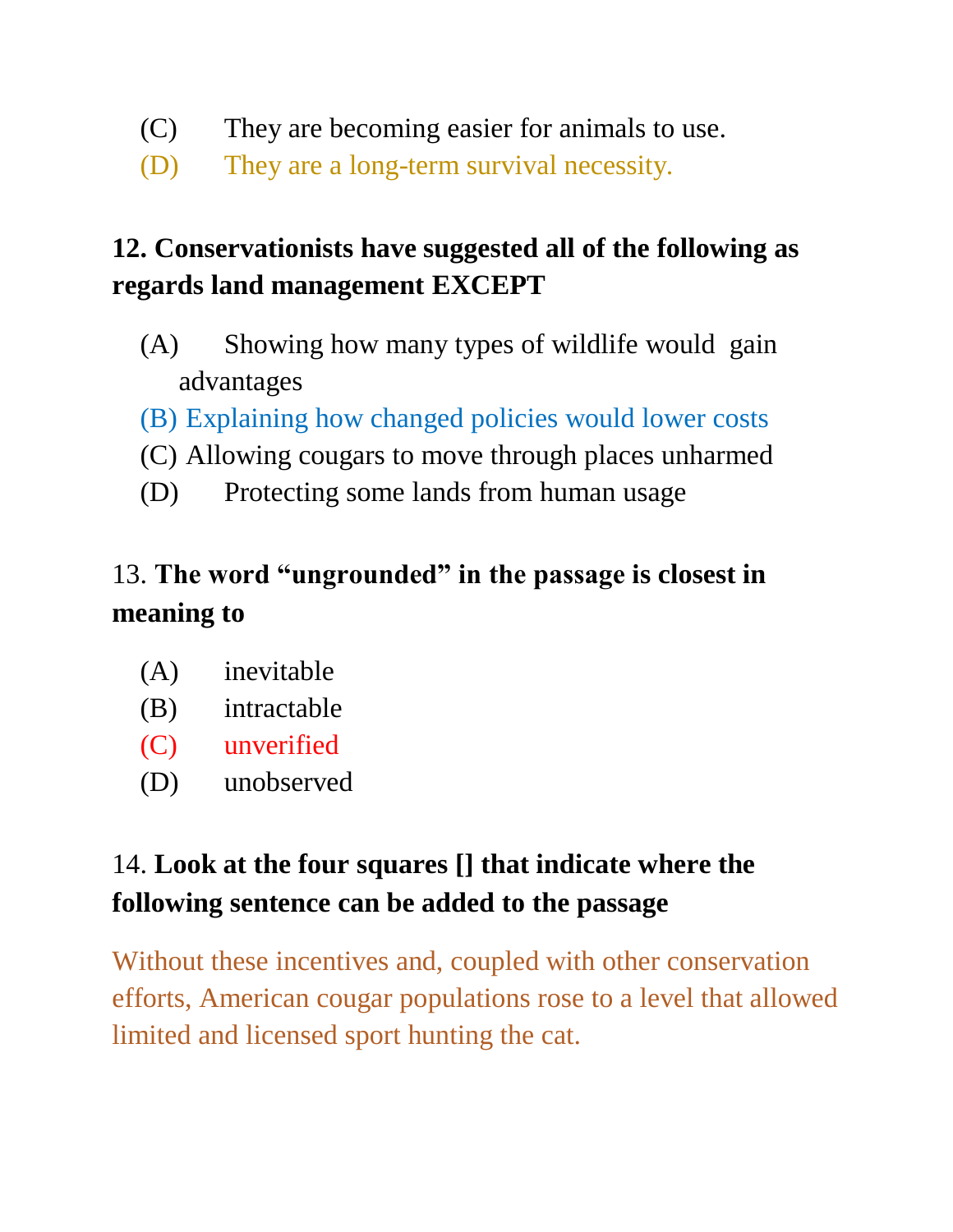(C) They are becoming easier for animals to use.

(D) They are a long-term survival necessity.

**12. Conservationists have suggested all of the following as regards land management EXCEPT**

(A) Showing how many types of wildlife would gain advantages

(B) Explaining how changed policies would lower costs

(C) Allowing cougars to move through places unharmed

(D) Protecting some lands from human usage

13. **The word "ungrounded" in the passage is closest in meaning to**

(A) inevitable

(B) intractable

(C) unverified

(D) unobserved

14. **Look at the four squares [] that indicate where the following sentence can be added to the passage**

Without these incentives and, coupled with other conservation efforts, American cougar populations rose to a level that allowed limited and licensed sport hunting the cat.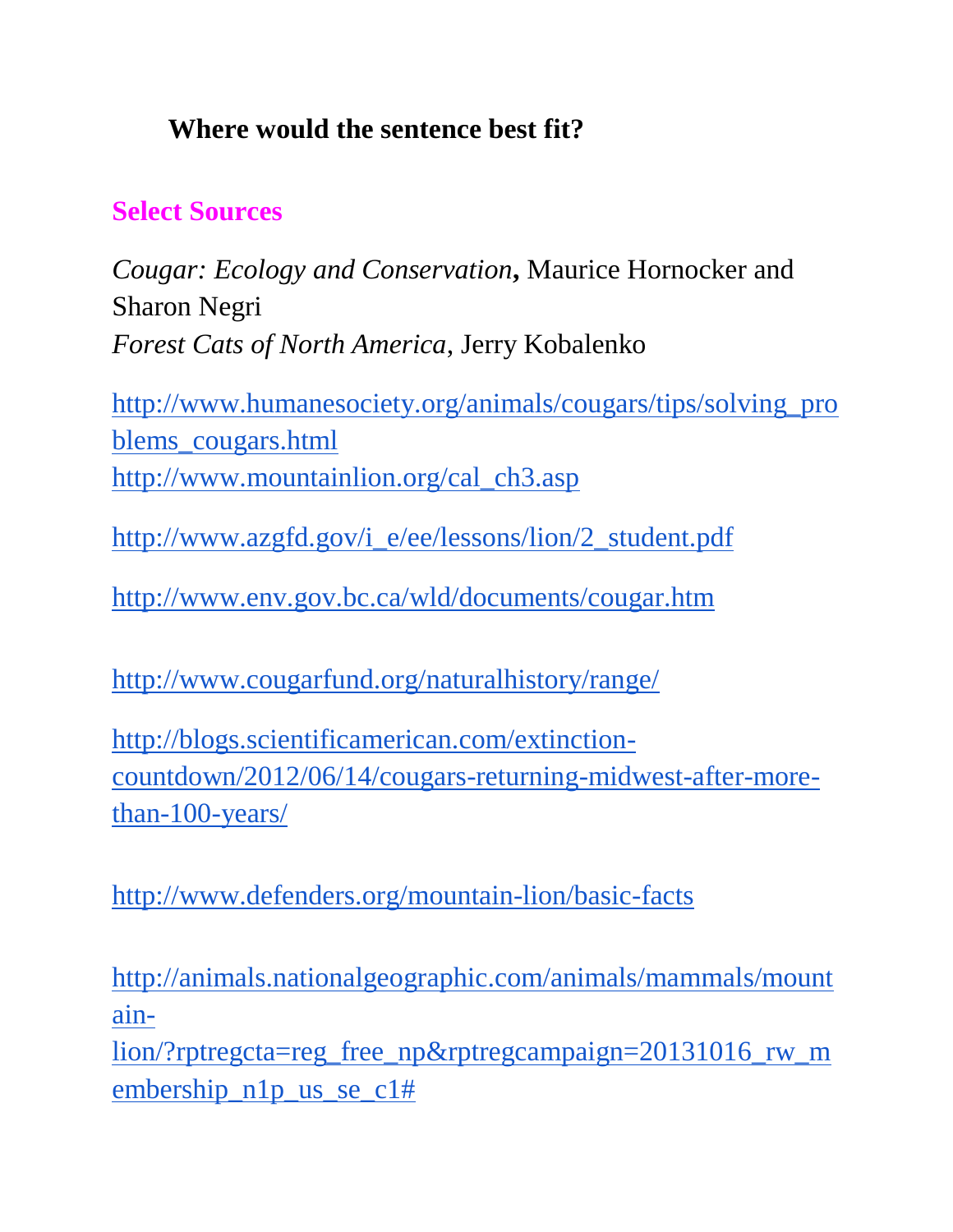**Where would the sentence best fit?**

## Select Sources

*Cougar: Ecology and Conservation*, Maurice Hornocker and Sharon Negri
*Forest Cats of North America*, Jerry Kobalenko

http://www.humanesociety.org/animals/cougars/tips/solving_problems_cougars.html
http://www.mountainlion.org/cal_ch3.asp

http://www.azgfd.gov/i_e/ee/lessons/lion/2_student.pdf

http://www.env.gov.bc.ca/wld/documents/cougar.htm

http://www.cougarfund.org/naturalhistory/range/

http://blogs.scientificamerican.com/extinction-countdown/2012/06/14/cougars-returning-midwest-after-more-than-100-years/

http://www.defenders.org/mountain-lion/basic-facts

http://animals.nationalgeographic.com/animals/mammals/mountain-lion/?rptregcta=reg_free_np&rptregcampaign=20131016_rw_membership_n1p_us_se_c1#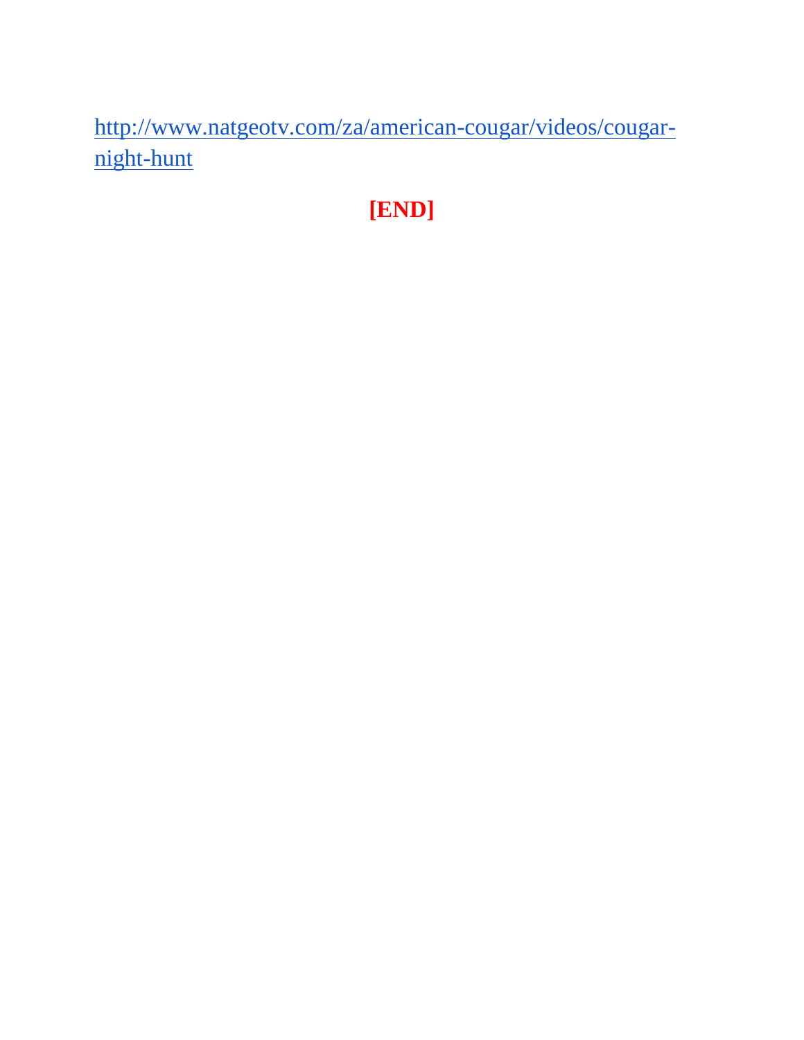http://www.natgeotv.com/za/american-cougar/videos/cougar-night-hunt

**[END]**